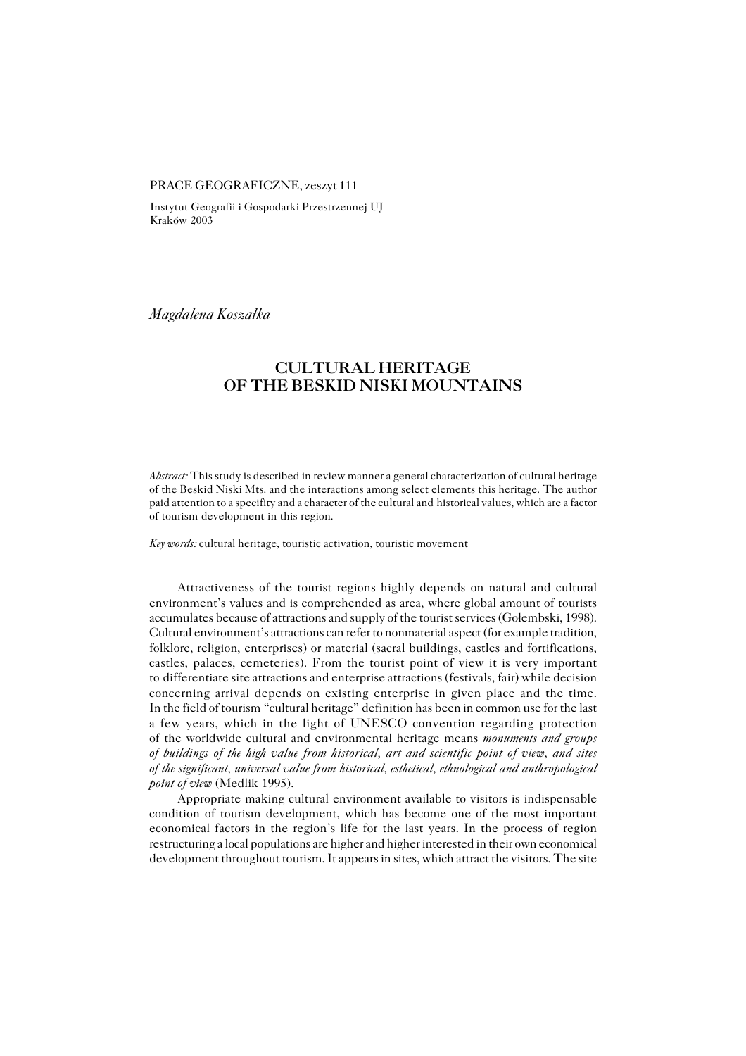PRACE GEOGRAFICZNE, zeszyt 111

Instytut Geografii i Gospodarki Przestrzennej UJ
Kraków 2003

*Magdalena Koszałka*

# CULTURAL HERITAGE OF THE BESKID NISKI MOUNTAINS

*Abstract:* This study is described in review manner a general characterization of cultural heritage of the Beskid Niski Mts. and the interactions among select elements this heritage. The author paid attention to a specifity and a character of the cultural and historical values, which are a factor of tourism development in this region.

*Key words:* cultural heritage, touristic activation, touristic movement

Attractiveness of the tourist regions highly depends on natural and cultural environment's values and is comprehended as area, where global amount of tourists accumulates because of attractions and supply of the tourist services (Gołembski, 1998). Cultural environment's attractions can refer to nonmaterial aspect (for example tradition, folklore, religion, enterprises) or material (sacral buildings, castles and fortifications, castles, palaces, cemeteries). From the tourist point of view it is very important to differentiate site attractions and enterprise attractions (festivals, fair) while decision concerning arrival depends on existing enterprise in given place and the time. In the field of tourism "cultural heritage" definition has been in common use for the last a few years, which in the light of UNESCO convention regarding protection of the worldwide cultural and environmental heritage means *monuments and groups of buildings of the high value from historical, art and scientific point of view, and sites of the significant, universal value from historical, esthetical, ethnological and anthropological point of view* (Medlik 1995).

Appropriate making cultural environment available to visitors is indispensable condition of tourism development, which has become one of the most important economical factors in the region's life for the last years. In the process of region restructuring a local populations are higher and higher interested in their own economical development throughout tourism. It appears in sites, which attract the visitors. The site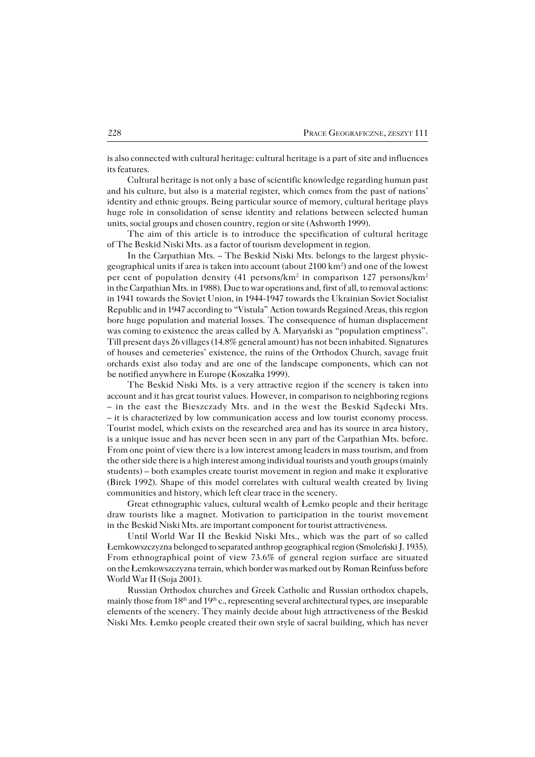is also connected with cultural heritage: cultural heritage is a part of site and influences its features.

Cultural heritage is not only a base of scientific knowledge regarding human past and his culture, but also is a material register, which comes from the past of nations' identity and ethnic groups. Being particular source of memory, cultural heritage plays huge role in consolidation of sense identity and relations between selected human units, social groups and chosen country, region or site (Ashworth 1999).

The aim of this article is to introduce the specification of cultural heritage of The Beskid Niski Mts. as a factor of tourism development in region.

In the Carpathian Mts. – The Beskid Niski Mts. belongs to the largest physic-geographical units if area is taken into account (about 2100 km$^2$) and one of the lowest per cent of population density (41 persons/km$^2$ in comparison 127 persons/km$^2$ in the Carpathian Mts. in 1988). Due to war operations and, first of all, to removal actions: in 1941 towards the Soviet Union, in 1944-1947 towards the Ukrainian Soviet Socialist Republic and in 1947 according to "Vistula" Action towards Regained Areas, this region bore huge population and material losses. The consequence of human displacement was coming to existence the areas called by A. Maryański as "population emptiness". Till present days 26 villages (14.8% general amount) has not been inhabited. Signatures of houses and cemeteries' existence, the ruins of the Orthodox Church, savage fruit orchards exist also today and are one of the landscape components, which can not be notified anywhere in Europe (Koszałka 1999).

The Beskid Niski Mts. is a very attractive region if the scenery is taken into account and it has great tourist values. However, in comparison to neighboring regions – in the east the Bieszczady Mts. and in the west the Beskid Sądecki Mts. – it is characterized by low communication access and low tourist economy process. Tourist model, which exists on the researched area and has its source in area history, is a unique issue and has never been seen in any part of the Carpathian Mts. before. From one point of view there is a low interest among leaders in mass tourism, and from the other side there is a high interest among individual tourists and youth groups (mainly students) – both examples create tourist movement in region and make it explorative (Birek 1992). Shape of this model correlates with cultural wealth created by living communities and history, which left clear trace in the scenery.

Great ethnographic values, cultural wealth of Łemko people and their heritage draw tourists like a magnet. Motivation to participation in the tourist movement in the Beskid Niski Mts. are important component for tourist attractiveness.

Until World War II the Beskid Niski Mts., which was the part of so called Łemkowszczyzna belonged to separated anthrop geographical region (Smoleński J. 1935). From ethnographical point of view 73.6% of general region surface are situated on the Łemkowszczyzna terrain, which border was marked out by Roman Reinfuss before World War II (Soja 2001).

Russian Orthodox churches and Greek Catholic and Russian orthodox chapels, mainly those from 18$^{th}$ and 19$^{th}$ c., representing several architectural types, are inseparable elements of the scenery. They mainly decide about high attractiveness of the Beskid Niski Mts. Łemko people created their own style of sacral building, which has never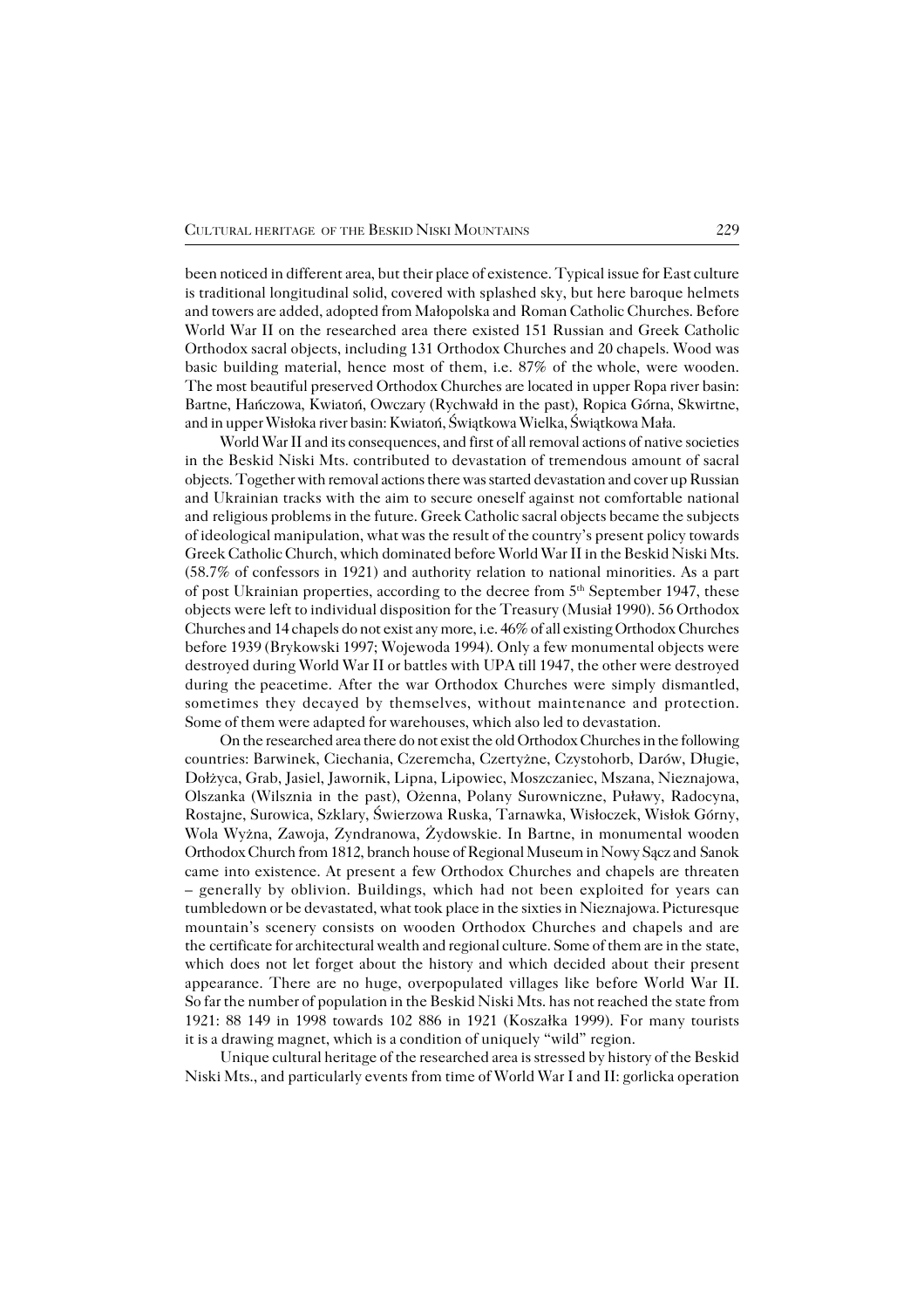been noticed in different area, but their place of existence. Typical issue for East culture is traditional longitudinal solid, covered with splashed sky, but here baroque helmets and towers are added, adopted from Małopolska and Roman Catholic Churches. Before World War II on the researched area there existed 151 Russian and Greek Catholic Orthodox sacral objects, including 131 Orthodox Churches and 20 chapels. Wood was basic building material, hence most of them, i.e. 87% of the whole, were wooden. The most beautiful preserved Orthodox Churches are located in upper Ropa river basin: Bartne, Hańczowa, Kwiatoń, Owczary (Rychwałd in the past), Ropica Górna, Skwirtne, and in upper Wisłoka river basin: Kwiatoń, Świątkowa Wielka, Świątkowa Mała.

World War II and its consequences, and first of all removal actions of native societies in the Beskid Niski Mts. contributed to devastation of tremendous amount of sacral objects. Together with removal actions there was started devastation and cover up Russian and Ukrainian tracks with the aim to secure oneself against not comfortable national and religious problems in the future. Greek Catholic sacral objects became the subjects of ideological manipulation, what was the result of the country's present policy towards Greek Catholic Church, which dominated before World War II in the Beskid Niski Mts. (58.7% of confessors in 1921) and authority relation to national minorities. As a part of post Ukrainian properties, according to the decree from 5th September 1947, these objects were left to individual disposition for the Treasury (Musiał 1990). 56 Orthodox Churches and 14 chapels do not exist any more, i.e. 46% of all existing Orthodox Churches before 1939 (Brykowski 1997; Wojewoda 1994). Only a few monumental objects were destroyed during World War II or battles with UPA till 1947, the other were destroyed during the peacetime. After the war Orthodox Churches were simply dismantled, sometimes they decayed by themselves, without maintenance and protection. Some of them were adapted for warehouses, which also led to devastation.

On the researched area there do not exist the old Orthodox Churches in the following countries: Barwinek, Ciechania, Czeremcha, Czertyżne, Czystohorb, Darów, Długie, Dołżyca, Grab, Jasiel, Jawornik, Lipna, Lipowiec, Moszczaniec, Mszana, Nieznajowa, Olszanka (Wilsznia in the past), Ożenna, Polany Surowniczne, Puławy, Radocyna, Rostajne, Surowica, Szklary, Świerzowa Ruska, Tarnawka, Wisłoczek, Wisłok Górny, Wola Wyżna, Zawoja, Zyndranowa, Żydowskie. In Bartne, in monumental wooden Orthodox Church from 1812, branch house of Regional Museum in Nowy Sącz and Sanok came into existence. At present a few Orthodox Churches and chapels are threaten – generally by oblivion. Buildings, which had not been exploited for years can tumbledown or be devastated, what took place in the sixties in Nieznajowa. Picturesque mountain's scenery consists on wooden Orthodox Churches and chapels and are the certificate for architectural wealth and regional culture. Some of them are in the state, which does not let forget about the history and which decided about their present appearance. There are no huge, overpopulated villages like before World War II. So far the number of population in the Beskid Niski Mts. has not reached the state from 1921: 88 149 in 1998 towards 102 886 in 1921 (Koszałka 1999). For many tourists it is a drawing magnet, which is a condition of uniquely "wild" region.

Unique cultural heritage of the researched area is stressed by history of the Beskid Niski Mts., and particularly events from time of World War I and II: gorlicka operation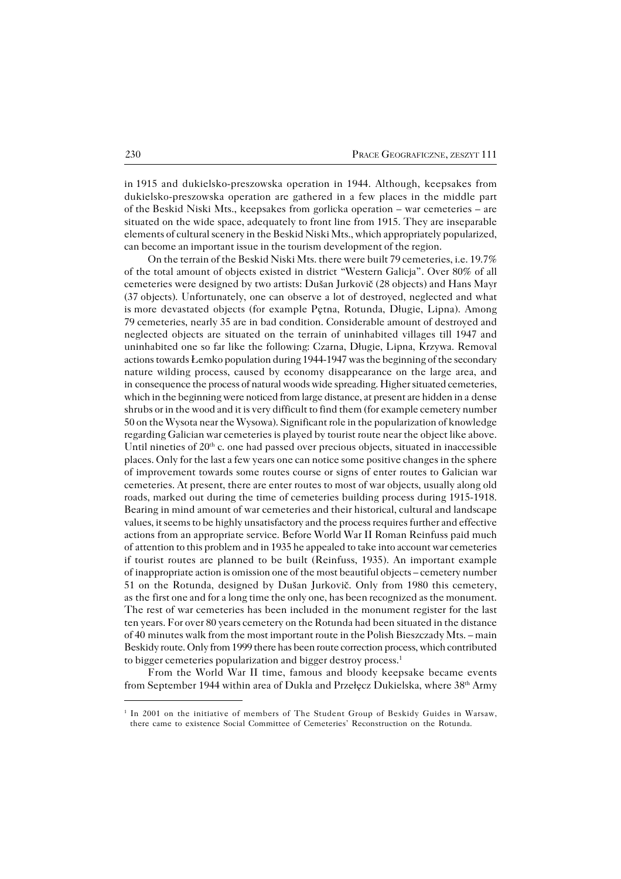in 1915 and dukielsko-preszowska operation in 1944. Although, keepsakes from dukielsko-preszowska operation are gathered in a few places in the middle part of the Beskid Niski Mts., keepsakes from gorlicka operation – war cemeteries – are situated on the wide space, adequately to front line from 1915. They are inseparable elements of cultural scenery in the Beskid Niski Mts., which appropriately popularized, can become an important issue in the tourism development of the region.

On the terrain of the Beskid Niski Mts. there were built 79 cemeteries, i.e. 19.7% of the total amount of objects existed in district "Western Galicja". Over 80% of all cemeteries were designed by two artists: Dušan Jurkovič (28 objects) and Hans Mayr (37 objects). Unfortunately, one can observe a lot of destroyed, neglected and what is more devastated objects (for example Pętna, Rotunda, Długie, Lipna). Among 79 cemeteries, nearly 35 are in bad condition. Considerable amount of destroyed and neglected objects are situated on the terrain of uninhabited villages till 1947 and uninhabited one so far like the following: Czarna, Długie, Lipna, Krzywa. Removal actions towards Łemko population during 1944-1947 was the beginning of the secondary nature wilding process, caused by economy disappearance on the large area, and in consequence the process of natural woods wide spreading. Higher situated cemeteries, which in the beginning were noticed from large distance, at present are hidden in a dense shrubs or in the wood and it is very difficult to find them (for example cemetery number 50 on the Wysota near the Wysowa). Significant role in the popularization of knowledge regarding Galician war cemeteries is played by tourist route near the object like above. Until nineties of 20th c. one had passed over precious objects, situated in inaccessible places. Only for the last a few years one can notice some positive changes in the sphere of improvement towards some routes course or signs of enter routes to Galician war cemeteries. At present, there are enter routes to most of war objects, usually along old roads, marked out during the time of cemeteries building process during 1915-1918. Bearing in mind amount of war cemeteries and their historical, cultural and landscape values, it seems to be highly unsatisfactory and the process requires further and effective actions from an appropriate service. Before World War II Roman Reinfuss paid much of attention to this problem and in 1935 he appealed to take into account war cemeteries if tourist routes are planned to be built (Reinfuss, 1935). An important example of inappropriate action is omission one of the most beautiful objects – cemetery number 51 on the Rotunda, designed by Dušan Jurkovič. Only from 1980 this cemetery, as the first one and for a long time the only one, has been recognized as the monument. The rest of war cemeteries has been included in the monument register for the last ten years. For over 80 years cemetery on the Rotunda had been situated in the distance of 40 minutes walk from the most important route in the Polish Bieszczady Mts. – main Beskidy route. Only from 1999 there has been route correction process, which contributed to bigger cemeteries popularization and bigger destroy process.[1]

From the World War II time, famous and bloody keepsake became events from September 1944 within area of Dukla and Przełęcz Dukielska, where 38th Army

[1] In 2001 on the initiative of members of The Student Group of Beskidy Guides in Warsaw, there came to existence Social Committee of Cemeteries' Reconstruction on the Rotunda.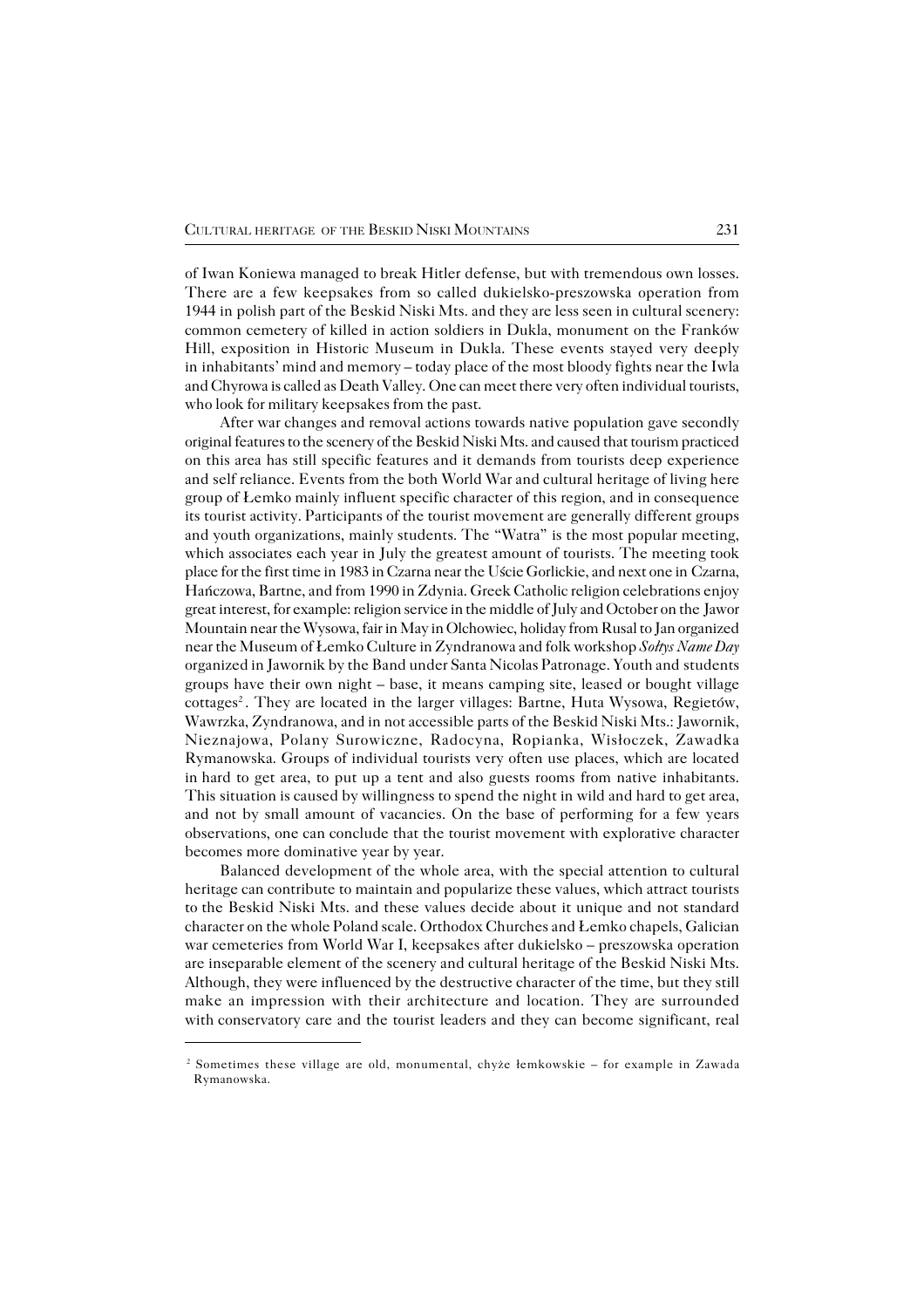of Iwan Koniewa managed to break Hitler defense, but with tremendous own losses. There are a few keepsakes from so called dukielsko-preszowska operation from 1944 in polish part of the Beskid Niski Mts. and they are less seen in cultural scenery: common cemetery of killed in action soldiers in Dukla, monument on the Franków Hill, exposition in Historic Museum in Dukla. These events stayed very deeply in inhabitants' mind and memory – today place of the most bloody fights near the Iwla and Chyrowa is called as Death Valley. One can meet there very often individual tourists, who look for military keepsakes from the past.

After war changes and removal actions towards native population gave secondly original features to the scenery of the Beskid Niski Mts. and caused that tourism practiced on this area has still specific features and it demands from tourists deep experience and self reliance. Events from the both World War and cultural heritage of living here group of Łemko mainly influent specific character of this region, and in consequence its tourist activity. Participants of the tourist movement are generally different groups and youth organizations, mainly students. The "Watra" is the most popular meeting, which associates each year in July the greatest amount of tourists. The meeting took place for the first time in 1983 in Czarna near the Uście Gorlickie, and next one in Czarna, Hańczowa, Bartne, and from 1990 in Zdynia. Greek Catholic religion celebrations enjoy great interest, for example: religion service in the middle of July and October on the Jawor Mountain near the Wysowa, fair in May in Olchowiec, holiday from Rusal to Jan organized near the Museum of Łemko Culture in Zyndranowa and folk workshop *Sołtys Name Day* organized in Jawornik by the Band under Santa Nicolas Patronage. Youth and students groups have their own night – base, it means camping site, leased or bought village cottages[2]. They are located in the larger villages: Bartne, Huta Wysowa, Regietów, Wawrzka, Zyndranowa, and in not accessible parts of the Beskid Niski Mts.: Jawornik, Nieznajowa, Polany Surowiczne, Radocyna, Ropianka, Wisłoczek, Zawadka Rymanowska. Groups of individual tourists very often use places, which are located in hard to get area, to put up a tent and also guests rooms from native inhabitants. This situation is caused by willingness to spend the night in wild and hard to get area, and not by small amount of vacancies. On the base of performing for a few years observations, one can conclude that the tourist movement with explorative character becomes more dominative year by year.

Balanced development of the whole area, with the special attention to cultural heritage can contribute to maintain and popularize these values, which attract tourists to the Beskid Niski Mts. and these values decide about it unique and not standard character on the whole Poland scale. Orthodox Churches and Łemko chapels, Galician war cemeteries from World War I, keepsakes after dukielsko – preszowska operation are inseparable element of the scenery and cultural heritage of the Beskid Niski Mts. Although, they were influenced by the destructive character of the time, but they still make an impression with their architecture and location. They are surrounded with conservatory care and the tourist leaders and they can become significant, real

---

[2] Sometimes these village are old, monumental, chyże łemkowskie – for example in Zawada Rymanowska.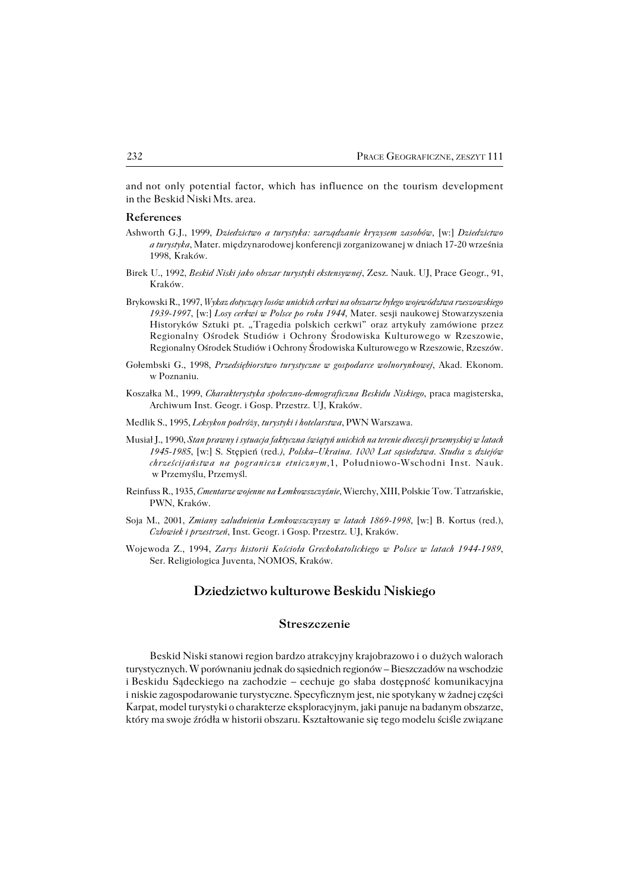and not only potential factor, which has influence on the tourism development in the Beskid Niski Mts. area.

### References

Ashworth G.J., 1999, *Dziedzictwo a turystyka: zarządzanie kryzysem zasobów*, [w:] *Dziedzictwo a turystyka*, Mater. międzynarodowej konferencji zorganizowanej w dniach 17-20 września 1998, Kraków.

Birek U., 1992, *Beskid Niski jako obszar turystyki ekstensywnej*, Zesz. Nauk. UJ, Prace Geogr., 91, Kraków.

Brykowski R., 1997, *Wykaz dotyczący losów unickich cerkwi na obszarze byłego województwa rzeszowskiego 1939-1997*, [w:] *Losy cerkwi w Polsce po roku 1944*, Mater. sesji naukowej Stowarzyszenia Historyków Sztuki pt. „Tragedia polskich cerkwi" oraz artykuły zamówione przez Regionalny Ośrodek Studiów i Ochrony Środowiska Kulturowego w Rzeszowie, Regionalny Ośrodek Studiów i Ochrony Środowiska Kulturowego w Rzeszowie, Rzeszów.

Gołembski G., 1998, *Przedsiębiorstwo turystyczne w gospodarce wolnorynkowej*, Akad. Ekonom. w Poznaniu.

Koszałka M., 1999, *Charakterystyka społeczno-demograficzna Beskidu Niskiego*, praca magisterska, Archiwum Inst. Geogr. i Gosp. Przestrz. UJ, Kraków.

Medlik S., 1995, *Leksykon podróży, turystyki i hotelarstwa*, PWN Warszawa.

Musiał J., 1990, *Stan prawny i sytuacja faktyczna świątyń unickich na terenie diecezji przemyskiej w latach 1945-1985*, [w:] S. Stępień (red.*), Polska–Ukraina. 1000 Lat sąsiedztwa. Studia z dziejów chrześcijaństwa na pograniczu etnicznym*, 1, Południowo-Wschodni Inst. Nauk. w Przemyślu, Przemyśl.

Reinfuss R., 1935, *Cmentarze wojenne na Łemkowszczyźnie*, Wierchy, XIII, Polskie Tow. Tatrzańskie, PWN, Kraków.

Soja M., 2001, *Zmiany zaludnienia Łemkowszczyzny w latach 1869-1998*, [w:] B. Kortus (red.), *Człowiek i przestrzeń*, Inst. Geogr. i Gosp. Przestrz. UJ, Kraków.

Wojewoda Z., 1994, *Zarys historii Kościoła Greckokatolickiego w Polsce w latach 1944-1989*, Ser. Religiologica Juventa, NOMOS, Kraków.

## Dziedzictwo kulturowe Beskidu Niskiego

### Streszczenie

Beskid Niski stanowi region bardzo atrakcyjny krajobrazowo i o dużych walorach turystycznych. W porównaniu jednak do sąsiednich regionów – Bieszczadów na wschodzie i Beskidu Sądeckiego na zachodzie – cechuje go słaba dostępność komunikacyjna i niskie zagospodarowanie turystyczne. Specyficznym jest, nie spotykany w żadnej części Karpat, model turystyki o charakterze eksploracyjnym, jaki panuje na badanym obszarze, który ma swoje źródła w historii obszaru. Kształtowanie się tego modelu ściśle związane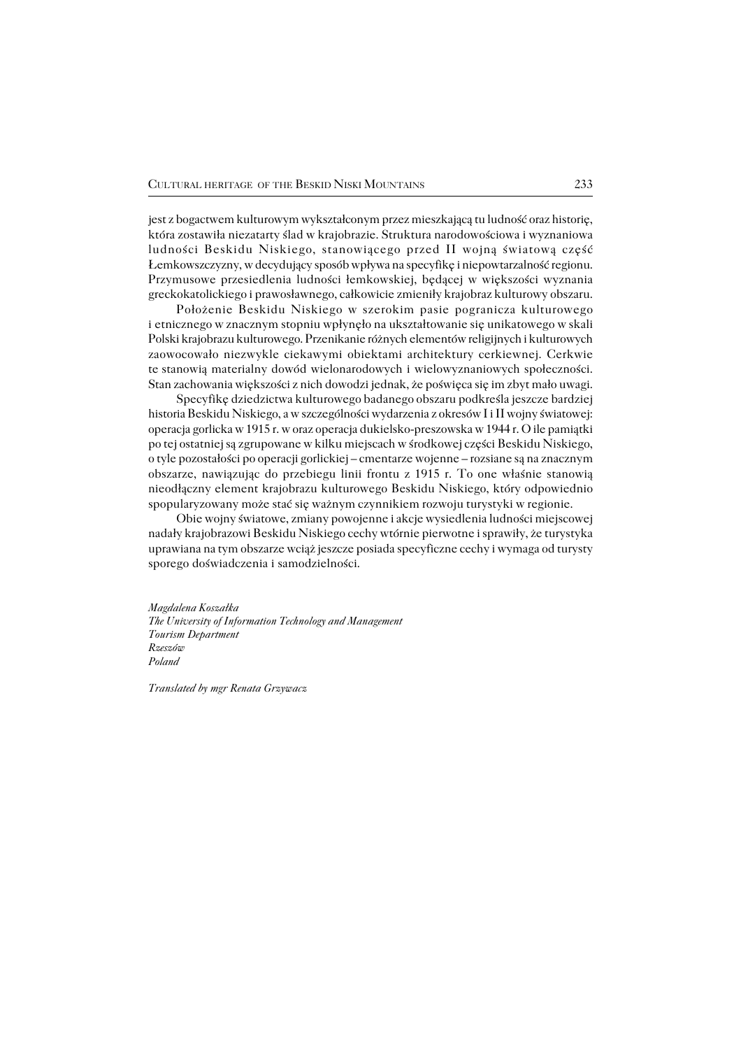jest z bogactwem kulturowym wykształconym przez mieszkającą tu ludność oraz historię, która zostawiła niezatarty ślad w krajobrazie. Struktura narodowościowa i wyznaniowa ludności Beskidu Niskiego, stanowiącego przed II wojną światową część Łemkowszczyzny, w decydujący sposób wpływa na specyfikę i niepowtarzalność regionu. Przymusowe przesiedlenia ludności łemkowskiej, będącej w większości wyznania greckokatolickiego i prawosławnego, całkowicie zmieniły krajobraz kulturowy obszaru.

Położenie Beskidu Niskiego w szerokim pasie pogranicza kulturowego i etnicznego w znacznym stopniu wpłynęło na ukształtowanie się unikatowego w skali Polski krajobrazu kulturowego. Przenikanie różnych elementów religijnych i kulturowych zaowocowało niezwykle ciekawymi obiektami architektury cerkiewnej. Cerkwie te stanowią materialny dowód wielonarodowych i wielowyznaniowych społeczności. Stan zachowania większości z nich dowodzi jednak, że poświęca się im zbyt mało uwagi.

Specyfikę dziedzictwa kulturowego badanego obszaru podkreśla jeszcze bardziej historia Beskidu Niskiego, a w szczególności wydarzenia z okresów I i II wojny światowej: operacja gorlicka w 1915 r. w oraz operacja dukielsko-preszowska w 1944 r. O ile pamiątki po tej ostatniej są zgrupowane w kilku miejscach w środkowej części Beskidu Niskiego, o tyle pozostałości po operacji gorlickiej – cmentarze wojenne – rozsiane są na znacznym obszarze, nawiązując do przebiegu linii frontu z 1915 r. To one właśnie stanowią nieodłączny element krajobrazu kulturowego Beskidu Niskiego, który odpowiednio spopularyzowany może stać się ważnym czynnikiem rozwoju turystyki w regionie.

Obie wojny światowe, zmiany powojenne i akcje wysiedlenia ludności miejscowej nadały krajobrazowi Beskidu Niskiego cechy wtórnie pierwotne i sprawiły, że turystyka uprawiana na tym obszarze wciąż jeszcze posiada specyficzne cechy i wymaga od turysty sporego doświadczenia i samodzielności.

*Magdalena Koszałka*
*The University of Information Technology and Management*
*Tourism Department*
*Rzeszów*
*Poland*

*Translated by mgr Renata Grzywacz*